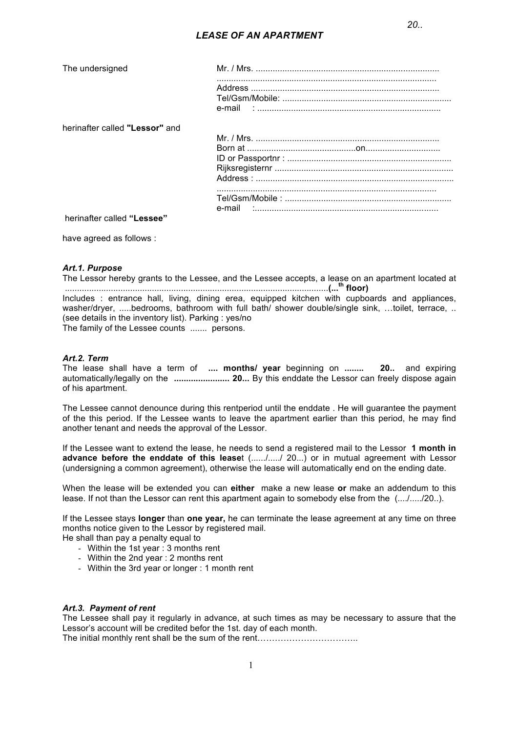20..

# *LEASE OF AN APARTMENT*

The undersigned

Mr. / Mrs. ............................................................................
..........................................................................................
Address ..............................................................................
Tel/Gsm/Mobile: .....................................................................
e-mail : ............................................................................

herinafter called **"Lessor"** and

Mr. / Mrs. ............................................................................
Born at .............................................on...............................
ID or Passportnr : ...................................................................
Rijksregisternr ..........................................................................
Address : ..................................................................................
..........................................................................................
Tel/Gsm/Mobile : ....................................................................
e-mail :............................................................................

herinafter called **"Lessee"**

have agreed as follows :

### *Art.1. Purpose*

The Lessor hereby grants to the Lessee, and the Lessee accepts, a lease on an apartment located at ...........................................................................................................**(...th floor)**
Includes : entrance hall, living, dining erea, equipped kitchen with cupboards and appliances, washer/dryer, .....bedrooms, bathroom with full bath/ shower double/single sink, …toilet, terrace, .. (see details in the inventory list). Parking : yes/no
The family of the Lessee counts ....... persons.

### *Art.2. Term*

The lease shall have a term of **.... months/ year** beginning on **........ 20..** and expiring automatically/legally on the **....................... 20...** By this enddate the Lessor can freely dispose again of his apartment.

The Lessee cannot denounce during this rentperiod until the enddate . He will guarantee the payment of the this period. If the Lessee wants to leave the apartment earlier than this period, he may find another tenant and needs the approval of the Lessor.

If the Lessee want to extend the lease, he needs to send a registered mail to the Lessor **1 month in advance before the enddate of this lease**t (....../...../ 20...) or in mutual agreement with Lessor (undersigning a common agreement), otherwise the lease will automatically end on the ending date.

When the lease will be extended you can **either** make a new lease **or** make an addendum to this lease. If not than the Lessor can rent this apartment again to somebody else from the (..../...../20..).

If the Lessee stays **longer** than **one year,** he can terminate the lease agreement at any time on three months notice given to the Lessor by registered mail.
He shall than pay a penalty equal to

- Within the 1st year : 3 months rent
- Within the 2nd year : 2 months rent
- Within the 3rd year or longer : 1 month rent

### *Art.3. Payment of rent*

The Lessee shall pay it regularly in advance, at such times as may be necessary to assure that the Lessor's account will be credited befor the 1st. day of each month.
The initial monthly rent shall be the sum of the rent……………………………..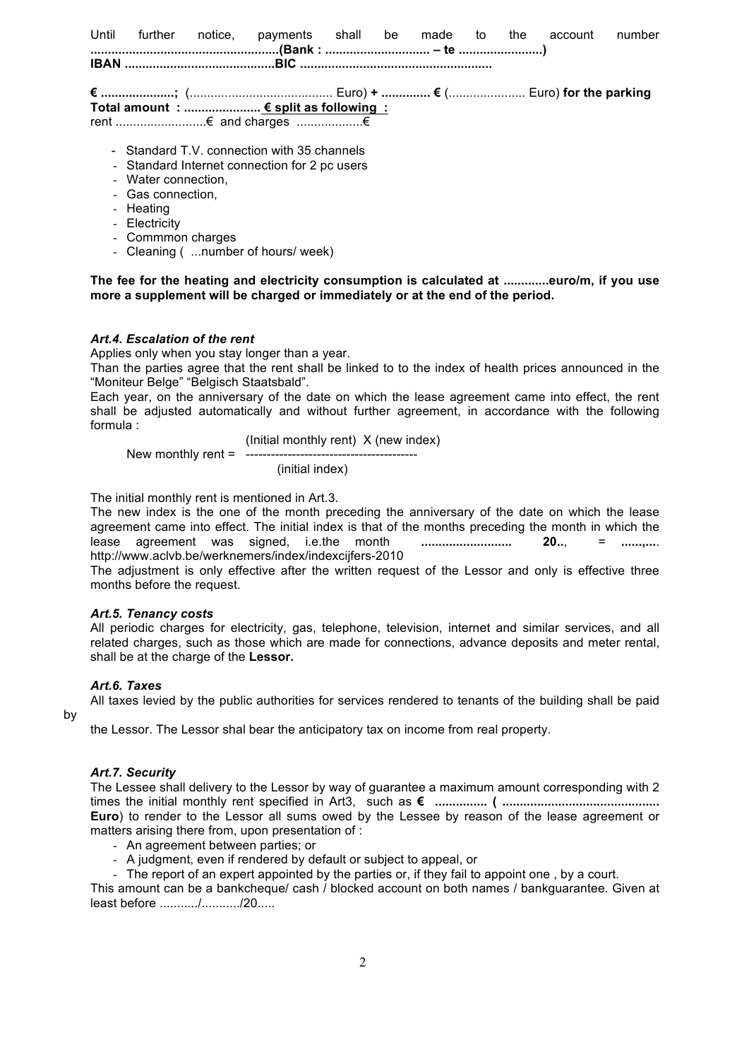Until further notice, payments shall be made to the account number **.....................................................(Bank : ............................. – te ........................)**
**IBAN ...........................................BIC ......................................................**

**€ ....................;** (......................................... Euro) **+ ............. €** (...................... Euro) **for the parking**
**Total amount : ..................... € split as following :**
rent ..........................€ and charges ..................€

- Standard T.V. connection with 35 channels
- Standard Internet connection for 2 pc users
- Water connection,
- Gas connection,
- Heating
- Electricity
- Commmon charges
- Cleaning ( ...number of hours/ week)

**The fee for the heating and electricity consumption is calculated at .............euro/m, if you use more a supplement will be charged or immediately or at the end of the period.**

### *Art.4. Escalation of the rent*

Applies only when you stay longer than a year.
Than the parties agree that the rent shall be linked to to the index of health prices announced in the "Moniteur Belge" "Belgisch Staatsbald".
Each year, on the anniversary of the date on which the lease agreement came into effect, the rent shall be adjusted automatically and without further agreement, in accordance with the following formula :

$$\text{New monthly rent} = \frac{(\text{Initial monthly rent}) \times (\text{new index})}{(\text{initial index})}$$

The initial monthly rent is mentioned in Art.3.
The new index is the one of the month preceding the anniversary of the date on which the lease agreement came into effect. The initial index is that of the months preceding the month in which the lease agreement was signed, i.e.the month **......................... 20..**, = **......,...**. http://www.aclvb.be/werknemers/index/indexcijfers-2010
The adjustment is only effective after the written request of the Lessor and only is effective three months before the request.

### *Art.5. Tenancy costs*

All periodic charges for electricity, gas, telephone, television, internet and similar services, and all related charges, such as those which are made for connections, advance deposits and meter rental, shall be at the charge of the **Lessor.**

### *Art.6. Taxes*

All taxes levied by the public authorities for services rendered to tenants of the building shall be paid by the Lessor. The Lessor shal bear the anticipatory tax on income from real property.

### *Art.7. Security*

The Lessee shall delivery to the Lessor by way of guarantee a maximum amount corresponding with 2 times the initial monthly rent specified in Art3, such as **€ .............. ( ............................................ Euro**) to render to the Lessor all sums owed by the Lessee by reason of the lease agreement or matters arising there from, upon presentation of :

- An agreement between parties; or
- A judgment, even if rendered by default or subject to appeal, or
- The report of an expert appointed by the parties or, if they fail to appoint one , by a court.

This amount can be a bankcheque/ cash / blocked account on both names / bankguarantee. Given at least before .........../.........../20.....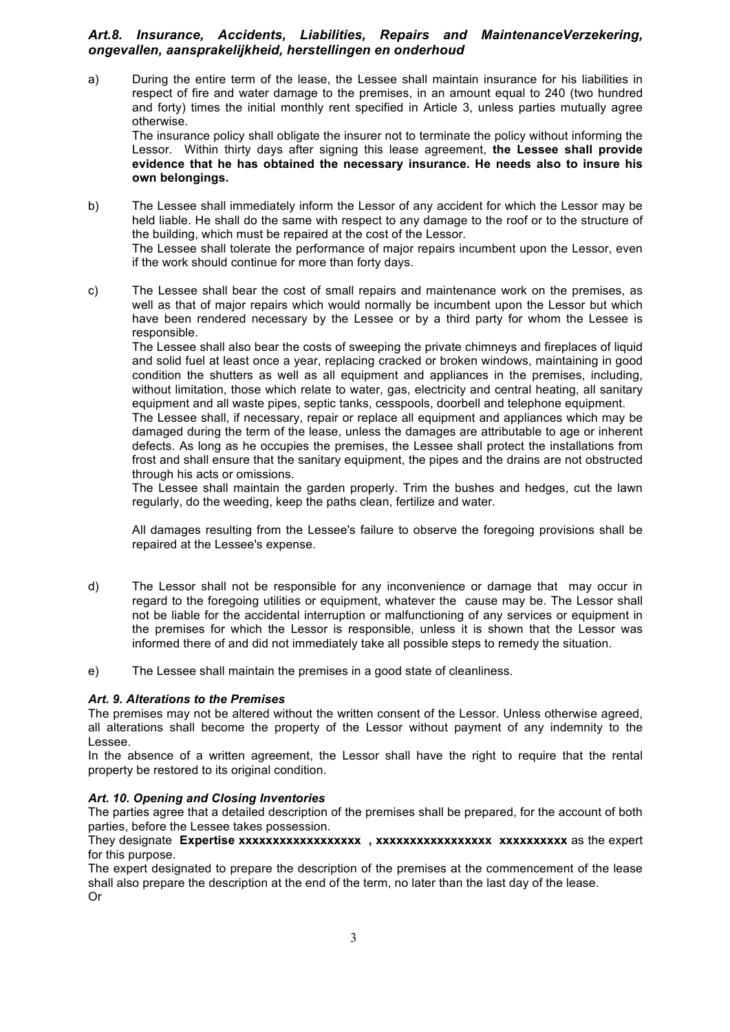### *Art.8. Insurance, Accidents, Liabilities, Repairs and MaintenanceVerzekering, ongevallen, aansprakelijkheid, herstellingen en onderhoud*

a) During the entire term of the lease, the Lessee shall maintain insurance for his liabilities in respect of fire and water damage to the premises, in an amount equal to 240 (two hundred and forty) times the initial monthly rent specified in Article 3, unless parties mutually agree otherwise.
The insurance policy shall obligate the insurer not to terminate the policy without informing the Lessor. Within thirty days after signing this lease agreement, **the Lessee shall provide evidence that he has obtained the necessary insurance. He needs also to insure his own belongings.**

b) The Lessee shall immediately inform the Lessor of any accident for which the Lessor may be held liable. He shall do the same with respect to any damage to the roof or to the structure of the building, which must be repaired at the cost of the Lessor.
The Lessee shall tolerate the performance of major repairs incumbent upon the Lessor, even if the work should continue for more than forty days.

c) The Lessee shall bear the cost of small repairs and maintenance work on the premises, as well as that of major repairs which would normally be incumbent upon the Lessor but which have been rendered necessary by the Lessee or by a third party for whom the Lessee is responsible.
The Lessee shall also bear the costs of sweeping the private chimneys and fireplaces of liquid and solid fuel at least once a year, replacing cracked or broken windows, maintaining in good condition the shutters as well as all equipment and appliances in the premises, including, without limitation, those which relate to water, gas, electricity and central heating, all sanitary equipment and all waste pipes, septic tanks, cesspools, doorbell and telephone equipment.
The Lessee shall, if necessary, repair or replace all equipment and appliances which may be damaged during the term of the lease, unless the damages are attributable to age or inherent defects. As long as he occupies the premises, the Lessee shall protect the installations from frost and shall ensure that the sanitary equipment, the pipes and the drains are not obstructed through his acts or omissions.
The Lessee shall maintain the garden properly. Trim the bushes and hedges, cut the lawn regularly, do the weeding, keep the paths clean, fertilize and water.

All damages resulting from the Lessee's failure to observe the foregoing provisions shall be repaired at the Lessee's expense.

d) The Lessor shall not be responsible for any inconvenience or damage that may occur in regard to the foregoing utilities or equipment, whatever the cause may be. The Lessor shall not be liable for the accidental interruption or malfunctioning of any services or equipment in the premises for which the Lessor is responsible, unless it is shown that the Lessor was informed there of and did not immediately take all possible steps to remedy the situation.

e) The Lessee shall maintain the premises in a good state of cleanliness.

### *Art. 9. Alterations to the Premises*

The premises may not be altered without the written consent of the Lessor. Unless otherwise agreed, all alterations shall become the property of the Lessor without payment of any indemnity to the Lessee.
In the absence of a written agreement, the Lessor shall have the right to require that the rental property be restored to its original condition.

### *Art. 10. Opening and Closing Inventories*

The parties agree that a detailed description of the premises shall be prepared, for the account of both parties, before the Lessee takes possession.
They designate **Expertise xxxxxxxxxxxxxxxxxx , xxxxxxxxxxxxxxxxx xxxxxxxxxx** as the expert for this purpose.
The expert designated to prepare the description of the premises at the commencement of the lease shall also prepare the description at the end of the term, no later than the last day of the lease.
Or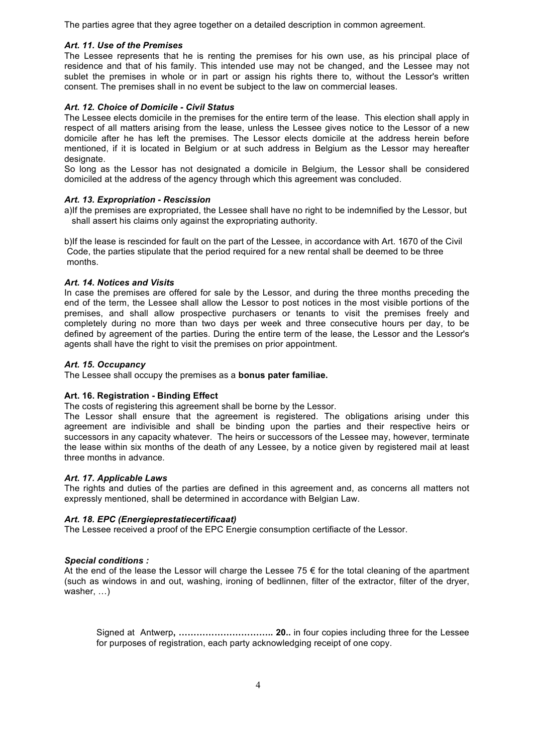The parties agree that they agree together on a detailed description in common agreement.

### *Art. 11. Use of the Premises*

The Lessee represents that he is renting the premises for his own use, as his principal place of residence and that of his family. This intended use may not be changed, and the Lessee may not sublet the premises in whole or in part or assign his rights there to, without the Lessor's written consent. The premises shall in no event be subject to the law on commercial leases.

### *Art. 12. Choice of Domicile - Civil Status*

The Lessee elects domicile in the premises for the entire term of the lease. This election shall apply in respect of all matters arising from the lease, unless the Lessee gives notice to the Lessor of a new domicile after he has left the premises. The Lessor elects domicile at the address herein before mentioned, if it is located in Belgium or at such address in Belgium as the Lessor may hereafter designate.

So long as the Lessor has not designated a domicile in Belgium, the Lessor shall be considered domiciled at the address of the agency through which this agreement was concluded.

### *Art. 13. Expropriation - Rescission*

a)If the premises are expropriated, the Lessee shall have no right to be indemnified by the Lessor, but shall assert his claims only against the expropriating authority.

b)If the lease is rescinded for fault on the part of the Lessee, in accordance with Art. 1670 of the Civil Code, the parties stipulate that the period required for a new rental shall be deemed to be three months.

### *Art. 14. Notices and Visits*

In case the premises are offered for sale by the Lessor, and during the three months preceding the end of the term, the Lessee shall allow the Lessor to post notices in the most visible portions of the premises, and shall allow prospective purchasers or tenants to visit the premises freely and completely during no more than two days per week and three consecutive hours per day, to be defined by agreement of the parties. During the entire term of the lease, the Lessor and the Lessor's agents shall have the right to visit the premises on prior appointment.

### *Art. 15. Occupancy*

The Lessee shall occupy the premises as a **bonus pater familiae.**

### **Art. 16. Registration - Binding Effect**

The costs of registering this agreement shall be borne by the Lessor.

The Lessor shall ensure that the agreement is registered. The obligations arising under this agreement are indivisible and shall be binding upon the parties and their respective heirs or successors in any capacity whatever. The heirs or successors of the Lessee may, however, terminate the lease within six months of the death of any Lessee, by a notice given by registered mail at least three months in advance.

### *Art. 17. Applicable Laws*

The rights and duties of the parties are defined in this agreement and, as concerns all matters not expressly mentioned, shall be determined in accordance with Belgian Law.

### *Art. 18. EPC (Energieprestatiecertificaat)*

The Lessee received a proof of the EPC Energie consumption certifiacte of the Lessor.

### *Special conditions :*

At the end of the lease the Lessor will charge the Lessee 75 € for the total cleaning of the apartment (such as windows in and out, washing, ironing of bedlinnen, filter of the extractor, filter of the dryer, washer, …)

Signed at Antwerp**, ………………………….. 20..** in four copies including three for the Lessee for purposes of registration, each party acknowledging receipt of one copy.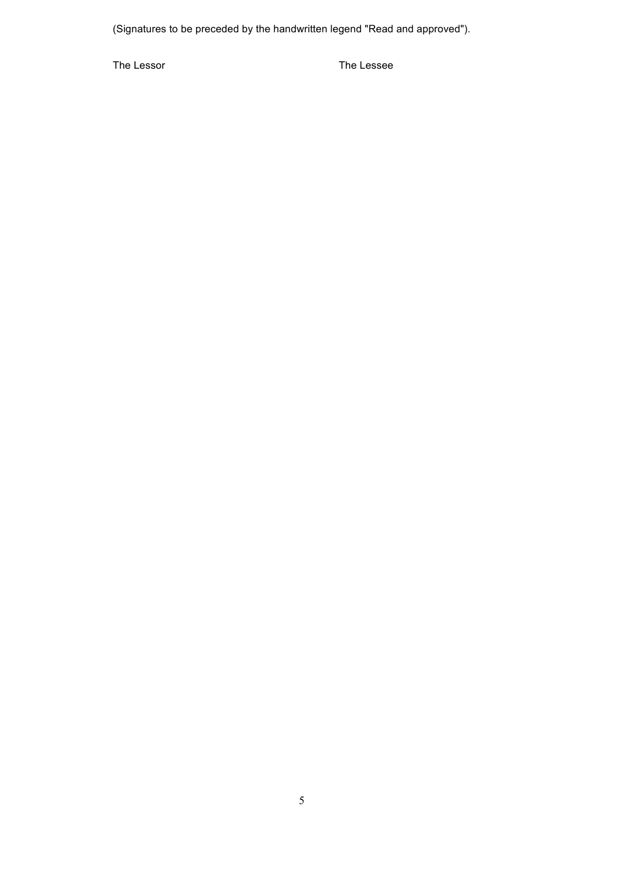(Signatures to be preceded by the handwritten legend "Read and approved").

| | |
|---|---|
| The Lessor | The Lessee |